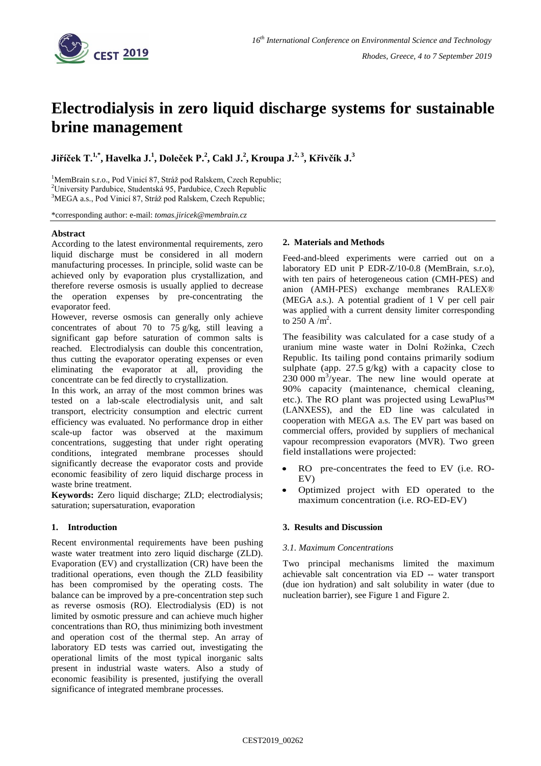# Electrodialysis in zero liquid discharge systems for sustainable brine management

**Jiříček T.[1,*], Havelka J.[1], Doleček P.[2], Cakl J.[2], Kroupa J.[2,3], Křivčík J.[3]**

[1]MemBrain s.r.o., Pod Vinicí 87, Stráž pod Ralskem, Czech Republic;
[2]University Pardubice, Studentská 95, Pardubice, Czech Republic
[3]MEGA a.s., Pod Vinicí 87, Stráž pod Ralskem, Czech Republic;

*corresponding author: e-mail: *tomas.jiricek@membrain.cz*

## Abstract

According to the latest environmental requirements, zero liquid discharge must be considered in all modern manufacturing processes. In principle, solid waste can be achieved only by evaporation plus crystallization, and therefore reverse osmosis is usually applied to decrease the operation expenses by pre-concentrating the evaporator feed.

However, reverse osmosis can generally only achieve concentrates of about 70 to 75 g/kg, still leaving a significant gap before saturation of common salts is reached. Electrodialysis can double this concentration, thus cutting the evaporator operating expenses or even eliminating the evaporator at all, providing the concentrate can be fed directly to crystallization.

In this work, an array of the most common brines was tested on a lab-scale electrodialysis unit, and salt transport, electricity consumption and electric current efficiency was evaluated. No performance drop in either scale-up factor was observed at the maximum concentrations, suggesting that under right operating conditions, integrated membrane processes should significantly decrease the evaporator costs and provide economic feasibility of zero liquid discharge process in waste brine treatment.

**Keywords:** Zero liquid discharge; ZLD; electrodialysis; saturation; supersaturation, evaporation

## 1. Introduction

Recent environmental requirements have been pushing waste water treatment into zero liquid discharge (ZLD). Evaporation (EV) and crystallization (CR) have been the traditional operations, even though the ZLD feasibility has been compromised by the operating costs. The balance can be improved by a pre-concentration step such as reverse osmosis (RO). Electrodialysis (ED) is not limited by osmotic pressure and can achieve much higher concentrations than RO, thus minimizing both investment and operation cost of the thermal step. An array of laboratory ED tests was carried out, investigating the operational limits of the most typical inorganic salts present in industrial waste waters. Also a study of economic feasibility is presented, justifying the overall significance of integrated membrane processes.

## 2. Materials and Methods

Feed-and-bleed experiments were carried out on a laboratory ED unit P EDR-Z/10-0.8 (MemBrain, s.r.o), with ten pairs of heterogeneous cation (CMH-PES) and anion (AMH-PES) exchange membranes RALEX® (MEGA a.s.). A potential gradient of 1 V per cell pair was applied with a current density limiter corresponding to 250 A /m$^2$.

The feasibility was calculated for a case study of a uranium mine waste water in Dolní Rožínka, Czech Republic. Its tailing pond contains primarily sodium sulphate (app. 27.5 g/kg) with a capacity close to 230 000 m$^3$/year. The new line would operate at 90% capacity (maintenance, chemical cleaning, etc.). The RO plant was projected using LewaPlus™ (LANXESS), and the ED line was calculated in cooperation with MEGA a.s. The EV part was based on commercial offers, provided by suppliers of mechanical vapour recompression evaporators (MVR). Two green field installations were projected:

- RO pre-concentrates the feed to EV (i.e. RO-EV)
- Optimized project with ED operated to the maximum concentration (i.e. RO-ED-EV)

## 3. Results and Discussion

### 3.1. Maximum Concentrations

Two principal mechanisms limited the maximum achievable salt concentration via ED -- water transport (due ion hydration) and salt solubility in water (due to nucleation barrier), see Figure 1 and Figure 2.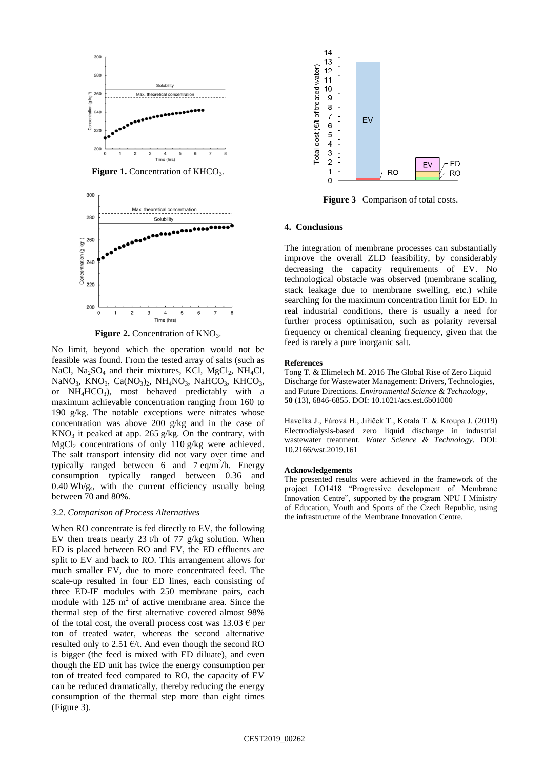300

280

Solubility

Max. theoretical concentration

260

Concentration (g kg⁻¹)

240

220

200

0 1 2 3 4 5 6 7 8

Time (hrs)

**Figure 1.** Concentration of $KHCO_3$.

300

Max. theoretical concentration

280

Solubility

260

Concentration (g kg⁻¹)

240

220

200

0 1 2 3 4 5 6 7 8

Time (hrs)

**Figure 2.** Concentration of $KNO_3$.

No limit, beyond which the operation would not be feasible was found. From the tested array of salts (such as NaCl, $Na_2SO_4$ and their mixtures, KCl, $MgCl_2$, $NH_4Cl$, $NaNO_3$, $KNO_3$, $Ca(NO_3)_2$, $NH_4NO_3$, $NaHCO_3$, $KHCO_3$, or $NH_4HCO_3$), most behaved predictably with a maximum achievable concentration ranging from 160 to 190 g/kg. The notable exceptions were nitrates whose concentration was above 200 g/kg and in the case of $KNO_3$ it peaked at app. 265 g/kg. On the contrary, with $MgCl_2$ concentrations of only 110 g/kg were achieved. The salt transport intensity did not vary over time and typically ranged between 6 and 7 eq/m$^2$/h. Energy consumption typically ranged between 0.36 and 0.40 Wh/g$_s$, with the current efficiency usually being between 70 and 80%.

### *3.2. Comparison of Process Alternatives*

When RO concentrate is fed directly to EV, the following EV then treats nearly 23 t/h of 77 g/kg solution. When ED is placed between RO and EV, the ED effluents are split to EV and back to RO. This arrangement allows for much smaller EV, due to more concentrated feed. The scale-up resulted in four ED lines, each consisting of three ED-IF modules with 250 membrane pairs, each module with 125 m$^2$ of active membrane area. Since the thermal step of the first alternative covered almost 98% of the total cost, the overall process cost was 13.03 € per ton of treated water, whereas the second alternative resulted only to 2.51 €/t. And even though the second RO is bigger (the feed is mixed with ED diluate), and even though the ED unit has twice the energy consumption per ton of treated feed compared to RO, the capacity of EV can be reduced dramatically, thereby reducing the energy consumption of the thermal step more than eight times (Figure 3).

14
13
12
11
10
9
8
7
6
5
4
3
2
1
0

Total cost (€/t of treated water)

EV

RO

EV

ED

RO

**Figure 3** | Comparison of total costs.

## 4. Conclusions

The integration of membrane processes can substantially improve the overall ZLD feasibility, by considerably decreasing the capacity requirements of EV. No technological obstacle was observed (membrane scaling, stack leakage due to membrane swelling, etc.) while searching for the maximum concentration limit for ED. In real industrial conditions, there is usually a need for further process optimisation, such as polarity reversal frequency or chemical cleaning frequency, given that the feed is rarely a pure inorganic salt.

#### References

Tong T. & Elimelech M. 2016 The Global Rise of Zero Liquid Discharge for Wastewater Management: Drivers, Technologies, and Future Directions. *Environmental Science & Technology*, **50** (13), 6846-6855. DOI: 10.1021/acs.est.6b01000

Havelka J., Fárová H., Jiříček T., Kotala T. & Kroupa J. (2019) Electrodialysis-based zero liquid discharge in industrial wastewater treatment. *Water Science & Technology*. DOI: 10.2166/wst.2019.161

#### Acknowledgements

The presented results were achieved in the framework of the project LO1418 "Progressive development of Membrane Innovation Centre", supported by the program NPU I Ministry of Education, Youth and Sports of the Czech Republic, using the infrastructure of the Membrane Innovation Centre.